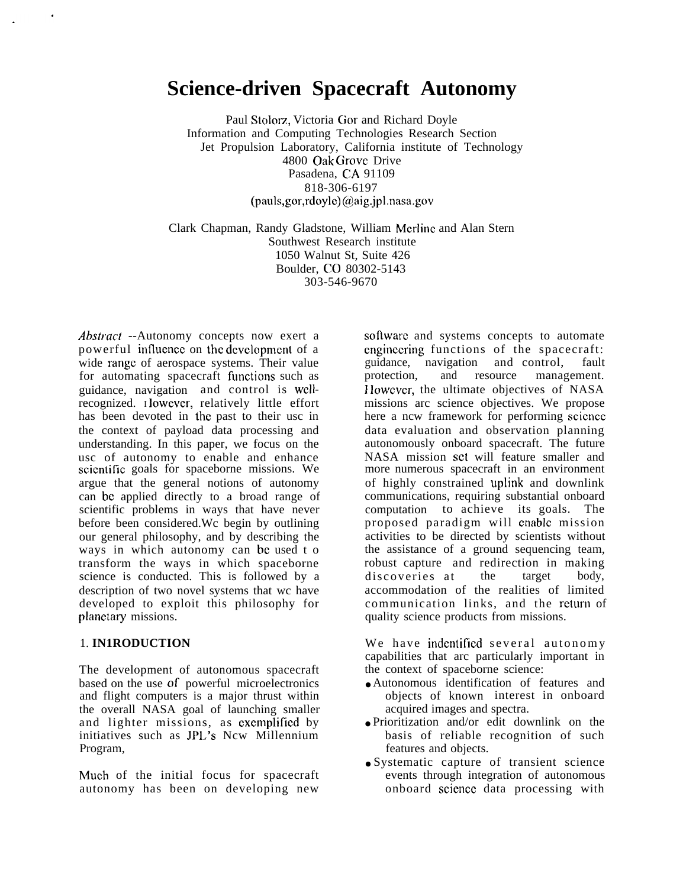# Science-driven Spacecraft Autonomy

Paul Stolorz, Victoria Gor and Richard Doyle
Information and Computing Technologies Research Section
Jet Propulsion Laboratory, California institute of Technology
4800 Oak Grove Drive
Pasadena, CA 91109
818-306-6197
(pauls,gor,rdoyle)@aig.jpl.nasa.gov

Clark Chapman, Randy Gladstone, William Merline and Alan Stern
Southwest Research institute
1050 Walnut St, Suite 426
Boulder, CO 80302-5143
303-546-9670

*Abstract* --Autonomy concepts now exert a powerful influence on the development of a wide range of aerospace systems. Their value for automating spacecraft functions such as guidance, navigation and control is well-recognized. However, relatively little effort has been devoted in the past to their use in the context of payload data processing and understanding. In this paper, we focus on the use of autonomy to enable and enhance scientific goals for spaceborne missions. We argue that the general notions of autonomy can be applied directly to a broad range of scientific problems in ways that have never before been considered. We begin by outlining our general philosophy, and by describing the ways in which autonomy can be used to transform the ways in which spaceborne science is conducted. This is followed by a description of two novel systems that we have developed to exploit this philosophy for planetary missions.

## 1. INTRODUCTION

The development of autonomous spacecraft based on the use of powerful microelectronics and flight computers is a major thrust within the overall NASA goal of launching smaller and lighter missions, as exemplified by initiatives such as JPL's New Millennium Program,

Much of the initial focus for spacecraft autonomy has been on developing new software and systems concepts to automate engineering functions of the spacecraft: guidance, navigation and control, fault protection, and resource management. However, the ultimate objectives of NASA missions are science objectives. We propose here a new framework for performing science data evaluation and observation planning autonomously onboard spacecraft. The future NASA mission set will feature smaller and more numerous spacecraft in an environment of highly constrained uplink and downlink communications, requiring substantial onboard computation to achieve its goals. The proposed paradigm will enable mission activities to be directed by scientists without the assistance of a ground sequencing team, robust capture and redirection in making discoveries at the target body, accommodation of the realities of limited communication links, and the return of quality science products from missions.

We have indentified several autonomy capabilities that are particularly important in the context of spaceborne science:

- Autonomous identification of features and objects of known interest in onboard acquired images and spectra.
- Prioritization and/or edit downlink on the basis of reliable recognition of such features and objects.
- Systematic capture of transient science events through integration of autonomous onboard science data processing with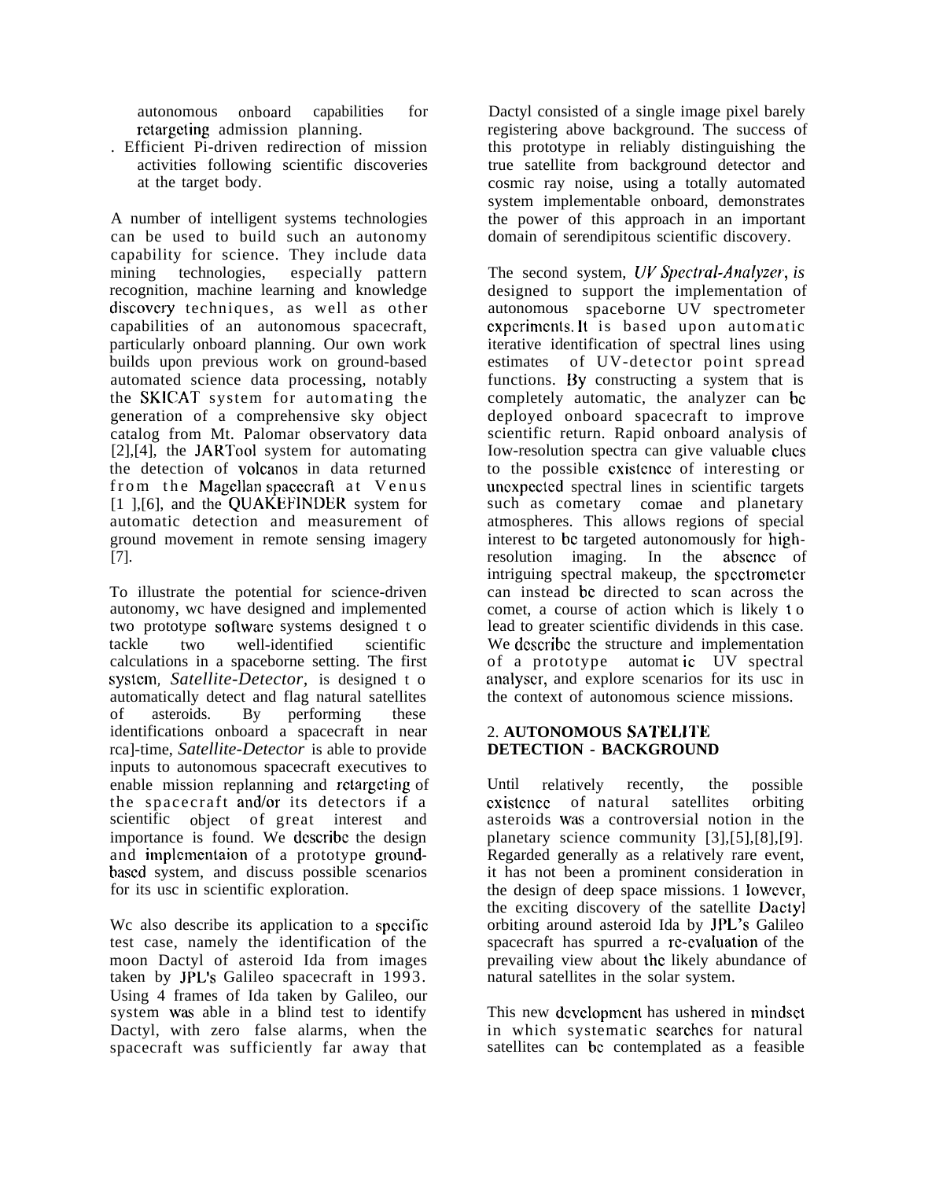autonomous onboard capabilities for retargeting admission planning.

. Efficient Pi-driven redirection of mission activities following scientific discoveries at the target body.

A number of intelligent systems technologies can be used to build such an autonomy capability for science. They include data mining technologies, especially pattern recognition, machine learning and knowledge discovery techniques, as well as other capabilities of an autonomous spacecraft, particularly onboard planning. Our own work builds upon previous work on ground-based automated science data processing, notably the SKICAT system for automating the generation of a comprehensive sky object catalog from Mt. Palomar observatory data [2],[4], the JARTool system for automating the detection of volcanos in data returned from the Magellan spacecraft at Venus [1 ],[6], and the QUAKEFINDER system for automatic detection and measurement of ground movement in remote sensing imagery [7].

To illustrate the potential for science-driven autonomy, we have designed and implemented two prototype software systems designed to tackle two well-identified scientific calculations in a spaceborne setting. The first system, *Satellite-Detector*, is designed to automatically detect and flag natural satellites of asteroids. By performing these identifications onboard a spacecraft in near real-time, *Satellite-Detector* is able to provide inputs to autonomous spacecraft executives to enable mission replanning and retargeting of the spacecraft and/or its detectors if a scientific object of great interest and importance is found. We describe the design and implementaion of a prototype ground-based system, and discuss possible scenarios for its use in scientific exploration.

We also describe its application to a specific test case, namely the identification of the moon Dactyl of asteroid Ida from images taken by JPL's Galileo spacecraft in 1993. Using 4 frames of Ida taken by Galileo, our system was able in a blind test to identify Dactyl, with zero false alarms, when the spacecraft was sufficiently far away that Dactyl consisted of a single image pixel barely registering above background. The success of this prototype in reliably distinguishing the true satellite from background detector and cosmic ray noise, using a totally automated system implementable onboard, demonstrates the power of this approach in an important domain of serendipitous scientific discovery.

The second system, *UV Spectral-Analyzer*, is designed to support the implementation of autonomous spaceborne UV spectrometer experiments. It is based upon automatic iterative identification of spectral lines using estimates of UV-detector point spread functions. By constructing a system that is completely automatic, the analyzer can be deployed onboard spacecraft to improve scientific return. Rapid onboard analysis of low-resolution spectra can give valuable clues to the possible existence of interesting or unexpected spectral lines in scientific targets such as cometary comae and planetary atmospheres. This allows regions of special interest to be targeted autonomously for high-resolution imaging. In the absence of intriguing spectral makeup, the spectrometer can instead be directed to scan across the comet, a course of action which is likely to lead to greater scientific dividends in this case. We describe the structure and implementation of a prototype automatic UV spectral analyser, and explore scenarios for its use in the context of autonomous science missions.

## 2. AUTONOMOUS SATELITE DETECTION - BACKGROUND

Until relatively recently, the possible existence of natural satellites orbiting asteroids was a controversial notion in the planetary science community [3],[5],[8],[9]. Regarded generally as a relatively rare event, it has not been a prominent consideration in the design of deep space missions. However, the exciting discovery of the satellite Dactyl orbiting around asteroid Ida by JPL's Galileo spacecraft has spurred a re-evaluation of the prevailing view about the likely abundance of natural satellites in the solar system.

This new development has ushered in mindset in which systematic searches for natural satellites can be contemplated as a feasible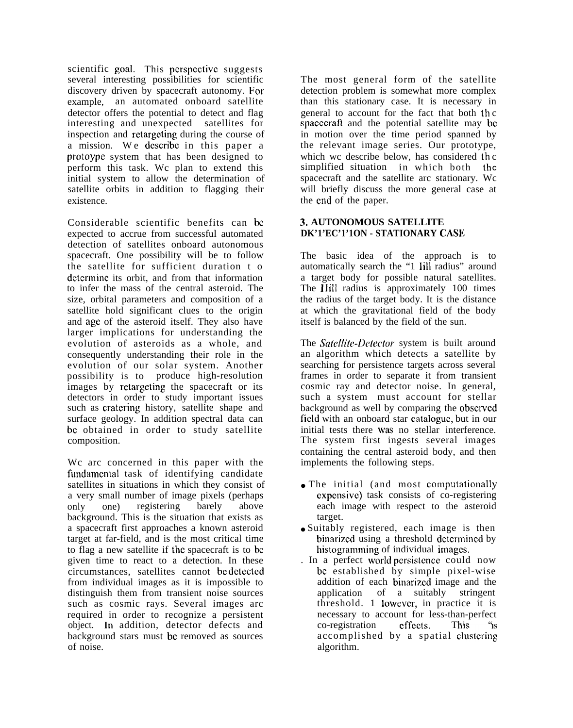scientific goal. This perspective suggests several interesting possibilities for scientific discovery driven by spacecraft autonomy. For example, an automated onboard satellite detector offers the potential to detect and flag interesting and unexpected satellites for inspection and retargeting during the course of a mission. We describe in this paper a protoypc system that has been designed to perform this task. We plan to extend this initial system to allow the determination of satellite orbits in addition to flagging their existence.

Considerable scientific benefits can be expected to accrue from successful automated detection of satellites onboard autonomous spacecraft. One possibility will be to follow the satellite for sufficient duration to determine its orbit, and from that information to infer the mass of the central asteroid. The size, orbital parameters and composition of a satellite hold significant clues to the origin and age of the asteroid itself. They also have larger implications for understanding the evolution of asteroids as a whole, and consequently understanding their role in the evolution of our solar system. Another possibility is to produce high-resolution images by retargeting the spacecraft or its detectors in order to study important issues such as cratering history, satellite shape and surface geology. In addition spectral data can be obtained in order to study satellite composition.

We are concerned in this paper with the fundamental task of identifying candidate satellites in situations in which they consist of a very small number of image pixels (perhaps only one) registering barely above background. This is the situation that exists as a spacecraft first approaches a known asteroid target at far-field, and is the most critical time to flag a new satellite if the spacecraft is to be given time to react to a detection. In these circumstances, satellites cannot be detected from individual images as it is impossible to distinguish them from transient noise sources such as cosmic rays. Several images are required in order to recognize a persistent object. In addition, detector defects and background stars must be removed as sources of noise.

The most general form of the satellite detection problem is somewhat more complex than this stationary case. It is necessary in general to account for the fact that both the spacecraft and the potential satellite may be in motion over the time period spanned by the relevant image series. Our prototype, which we describe below, has considered the simplified situation in which both the spacecraft and the satellite are stationary. We will briefly discuss the more general case at the end of the paper.

## 3. AUTONOMOUS SATELLITE DETECTION - STATIONARY CASE

The basic idea of the approach is to automatically search the "Hill radius" around a target body for possible natural satellites. The Hill radius is approximately 100 times the radius of the target body. It is the distance at which the gravitational field of the body itself is balanced by the field of the sun.

The *Satellite-Detector* system is built around an algorithm which detects a satellite by searching for persistence targets across several frames in order to separate it from transient cosmic ray and detector noise. In general, such a system must account for stellar background as well by comparing the observed field with an onboard star catalogue, but in our initial tests there was no stellar interference. The system first ingests several images containing the central asteroid body, and then implements the following steps.

- The initial (and most computationally expensive) task consists of co-registering each image with respect to the asteroid target.
- Suitably registered, each image is then binarized using a threshold determined by histogramming of individual images.
- In a perfect world persistence could now be established by simple pixel-wise addition of each binarized image and the application of a suitably stringent threshold. However, in practice it is necessary to account for less-than-perfect co-registration effects. This is accomplished by a spatial clustering algorithm.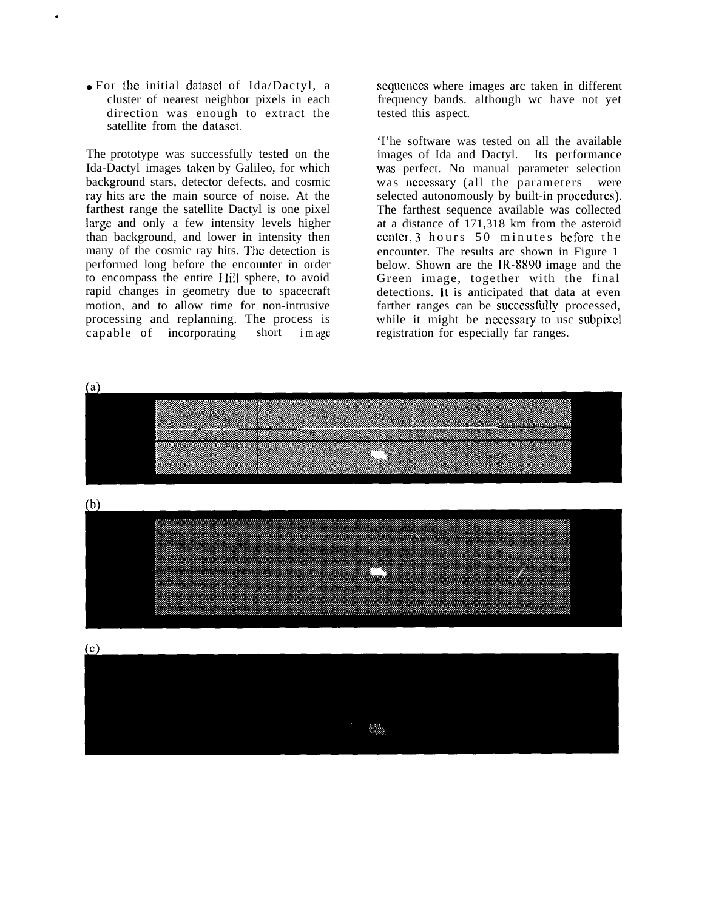- For the initial dataset of Ida/Dactyl, a cluster of nearest neighbor pixels in each direction was enough to extract the satellite from the dataset.

The prototype was successfully tested on the Ida-Dactyl images taken by Galileo, for which background stars, detector defects, and cosmic ray hits are the main source of noise. At the farthest range the satellite Dactyl is one pixel large and only a few intensity levels higher than background, and lower in intensity then many of the cosmic ray hits. The detection is performed long before the encounter in order to encompass the entire Hill sphere, to avoid rapid changes in geometry due to spacecraft motion, and to allow time for non-intrusive processing and replanning. The process is capable of incorporating short image sequences where images are taken in different frequency bands. although we have not yet tested this aspect.

The software was tested on all the available images of Ida and Dactyl. Its performance was perfect. No manual parameter selection was necessary (all the parameters were selected autonomously by built-in procedures). The farthest sequence available was collected at a distance of 171,318 km from the asteroid center, 3 hours 50 minutes before the encounter. The results are shown in Figure 1 below. Shown are the IR-8890 image and the Green image, together with the final detections. It is anticipated that data at even farther ranges can be successfully processed, while it might be necessary to use subpixel registration for especially far ranges.

(a)

(b)

(c)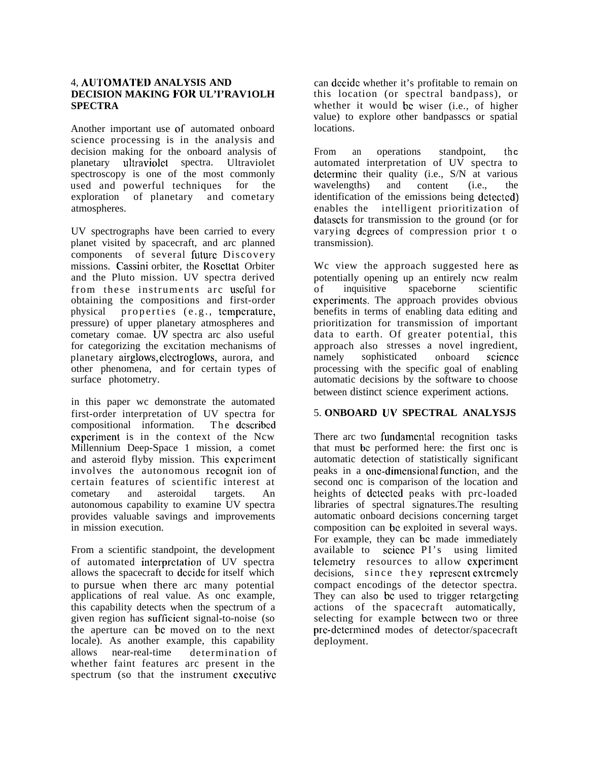## 4, AUTOMATED ANALYSIS AND DECISION MAKING FOR UL'I'RAV1OLH SPECTRA

Another important use of automated onboard science processing is in the analysis and decision making for the onboard analysis of planetary ultraviolet spectra. Ultraviolet spectroscopy is one of the most commonly used and powerful techniques for the exploration of planetary and cometary atmospheres.

UV spectrographs have been carried to every planet visited by spacecraft, and arc planned components of several future Discovery missions. Cassini orbiter, the Rosettat Orbiter and the Pluto mission. UV spectra derived from these instruments arc useful for obtaining the compositions and first-order physical properties (e.g., temperature, pressure) of upper planetary atmospheres and cometary comae. UV spectra arc also useful for categorizing the excitation mechanisms of planetary airglows, electroglows, aurora, and other phenomena, and for certain types of surface photometry.

in this paper wc demonstrate the automated first-order interpretation of UV spectra for compositional information. The described experiment is in the context of the Ncw Millennium Deep-Space 1 mission, a comet and asteroid flyby mission. This experiment involves the autonomous recognit ion of certain features of scientific interest at cometary and asteroidal targets. An autonomous capability to examine UV spectra provides valuable savings and improvements in mission execution.

From a scientific standpoint, the development of automated interpretation of UV spectra allows the spacecraft to decide for itself which to pursue when there arc many potential applications of real value. As onc example, this capability detects when the spectrum of a given region has sufficient signal-to-noise (so the aperture can bc moved on to the next locale). As another example, this capability allows near-real-time determination of whether faint features arc present in the spectrum (so that the instrument executive can decide whether it's profitable to remain on this location (or spectral bandpass), or whether it would bc wiser (i.e., of higher value) to explore other bandpasscs or spatial locations.

From an operations standpoint, the automated interpretation of UV spectra to determine their quality (i.e., S/N at various wavelengths) and content (i.e., the identification of the emissions being detected) enables the intelligent prioritization of datasets for transmission to the ground (or for varying degrees of compression prior t o transmission).

Wc view the approach suggested here as potentially opening up an entirely ncw realm of inquisitive spaceborne scientific experiments. The approach provides obvious benefits in terms of enabling data editing and prioritization for transmission of important data to earth. Of greater potential, this approach also stresses a novel ingredient, namely sophisticated onboard science processing with the specific goal of enabling automatic decisions by the software to choose between distinct science experiment actions.

## 5. ONBOARD UV SPECTRAL ANALYSJS

There arc two fundamental recognition tasks that must bc performed here: the first onc is automatic detection of statistically significant peaks in a one-dimensional function, and the second onc is comparison of the location and heights of detected peaks with prc-loaded libraries of spectral signatures.The resulting automatic onboard decisions concerning target composition can bc exploited in several ways. For example, they can bc made immediately available to science PI's using limited telemetry resources to allow experiment decisions, since they represent extremely compact encodings of the detector spectra. They can also bc used to trigger retargeting actions of the spacecraft automatically, selecting for example between two or three pre-determined modes of detector/spacecraft deployment.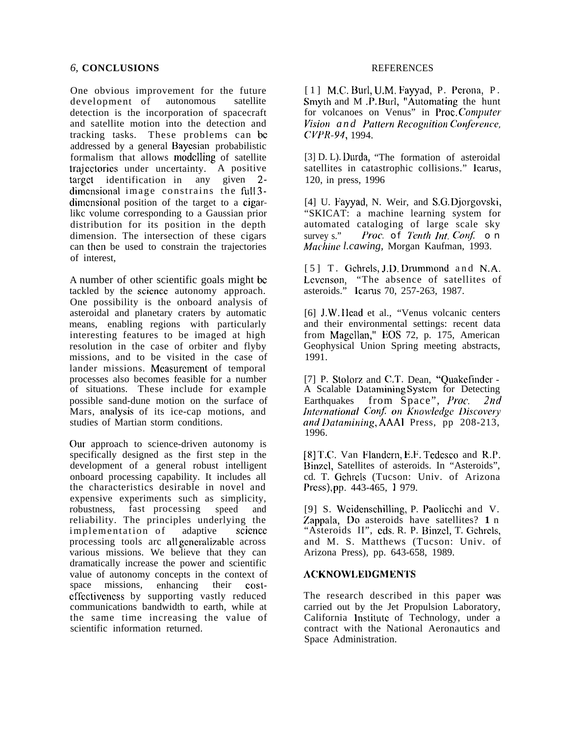## 6, CONCLUSIONS

One obvious improvement for the future development of autonomous satellite detection is the incorporation of spacecraft and satellite motion into the detection and tracking tasks. These problems can be addressed by a general Bayesian probabilistic formalism that allows modelling of satellite trajectories under uncertainty. A positive target identification in any given 2-dimensional image constrains the full 3-dimensional position of the target to a cigar-like volume corresponding to a Gaussian prior distribution for its position in the depth dimension. The intersection of these cigars can then be used to constrain the trajectories of interest,

A number of other scientific goals might be tackled by the science autonomy approach. One possibility is the onboard analysis of asteroidal and planetary craters by automatic means, enabling regions with particularly interesting features to be imaged at high resolution in the case of orbiter and flyby missions, and to be visited in the case of lander missions. Measurement of temporal processes also becomes feasible for a number of situations. These include for example possible sand-dune motion on the surface of Mars, analysis of its ice-cap motions, and studies of Martian storm conditions.

Our approach to science-driven autonomy is specifically designed as the first step in the development of a general robust intelligent onboard processing capability. It includes all the characteristics desirable in novel and expensive experiments such as simplicity, robustness, fast processing speed and reliability. The principles underlying the implementation of adaptive science processing tools are all generalizable across various missions. We believe that they can dramatically increase the power and scientific value of autonomy concepts in the context of space missions, enhancing their cost-effectiveness by supporting vastly reduced communications bandwidth to earth, while at the same time increasing the value of scientific information returned.

## REFERENCES

[1] M.C. Burl, U.M. Fayyad, P. Perona, P. Smyth and M .P. Burl, "Automating the hunt for volcanoes on Venus" in Proc. *Computer Vision and Pattern Recognition Conference, CVPR-94*, 1994.

[3] D. L). Durda, "The formation of asteroidal satellites in catastrophic collisions." Icarus, 120, in press, 1996

[4] U. Fayyad, N. Weir, and S.G. Djorgovski, "SKICAT: a machine learning system for automated cataloging of large scale sky survey s." *Proc. of Tenth Int. Conf. on Machine Learning*, Morgan Kaufman, 1993.

[5] T. Gehrels, J.D. Drummond and N.A. Levenson, "The absence of satellites of asteroids." Icarus 70, 257-263, 1987.

[6] J.W. Head et al., "Venus volcanic centers and their environmental settings: recent data from Magellan," EOS 72, p. 175, American Geophysical Union Spring meeting abstracts, 1991.

[7] P. Stolorz and C.T. Dean, "Quakefinder - A Scalable Datamining System for Detecting Earthquakes from Space", *Proc. 2nd International Conf. on Knowledge Discovery and Datamining*, AAAI Press, pp 208-213, 1996.

[8] T.C. Van Flandern, E.F. Tedesco and R.P. Binzel, Satellites of asteroids. In "Asteroids", ed. T. Gehrels (Tucson: Univ. of Arizona Press), pp. 443-465, 1 979.

[9] S. Weidenschilling, P. Paolicchi and V. Zappala, Do asteroids have satellites? 1 n "Asteroids II", eds. R. P. Binzel, T. Gehrels, and M. S. Matthews (Tucson: Univ. of Arizona Press), pp. 643-658, 1989.

## ACKNOWLEDGMENTS

The research described in this paper was carried out by the Jet Propulsion Laboratory, California Institute of Technology, under a contract with the National Aeronautics and Space Administration.